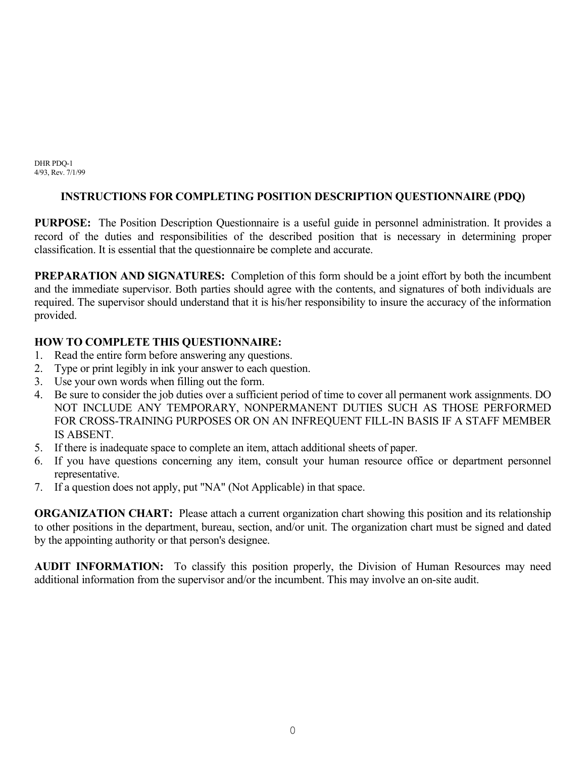DHR PDQ-1
4/93, Rev. 7/1/99

## INSTRUCTIONS FOR COMPLETING POSITION DESCRIPTION QUESTIONNAIRE (PDQ)

**PURPOSE:** The Position Description Questionnaire is a useful guide in personnel administration. It provides a record of the duties and responsibilities of the described position that is necessary in determining proper classification. It is essential that the questionnaire be complete and accurate.

**PREPARATION AND SIGNATURES:** Completion of this form should be a joint effort by both the incumbent and the immediate supervisor. Both parties should agree with the contents, and signatures of both individuals are required. The supervisor should understand that it is his/her responsibility to insure the accuracy of the information provided.

**HOW TO COMPLETE THIS QUESTIONNAIRE:**

1. Read the entire form before answering any questions.
2. Type or print legibly in ink your answer to each question.
3. Use your own words when filling out the form.
4. Be sure to consider the job duties over a sufficient period of time to cover all permanent work assignments. DO NOT INCLUDE ANY TEMPORARY, NONPERMANENT DUTIES SUCH AS THOSE PERFORMED FOR CROSS-TRAINING PURPOSES OR ON AN INFREQUENT FILL-IN BASIS IF A STAFF MEMBER IS ABSENT.
5. If there is inadequate space to complete an item, attach additional sheets of paper.
6. If you have questions concerning any item, consult your human resource office or department personnel representative.
7. If a question does not apply, put "NA" (Not Applicable) in that space.

**ORGANIZATION CHART:** Please attach a current organization chart showing this position and its relationship to other positions in the department, bureau, section, and/or unit. The organization chart must be signed and dated by the appointing authority or that person's designee.

**AUDIT INFORMATION:** To classify this position properly, the Division of Human Resources may need additional information from the supervisor and/or the incumbent. This may involve an on-site audit.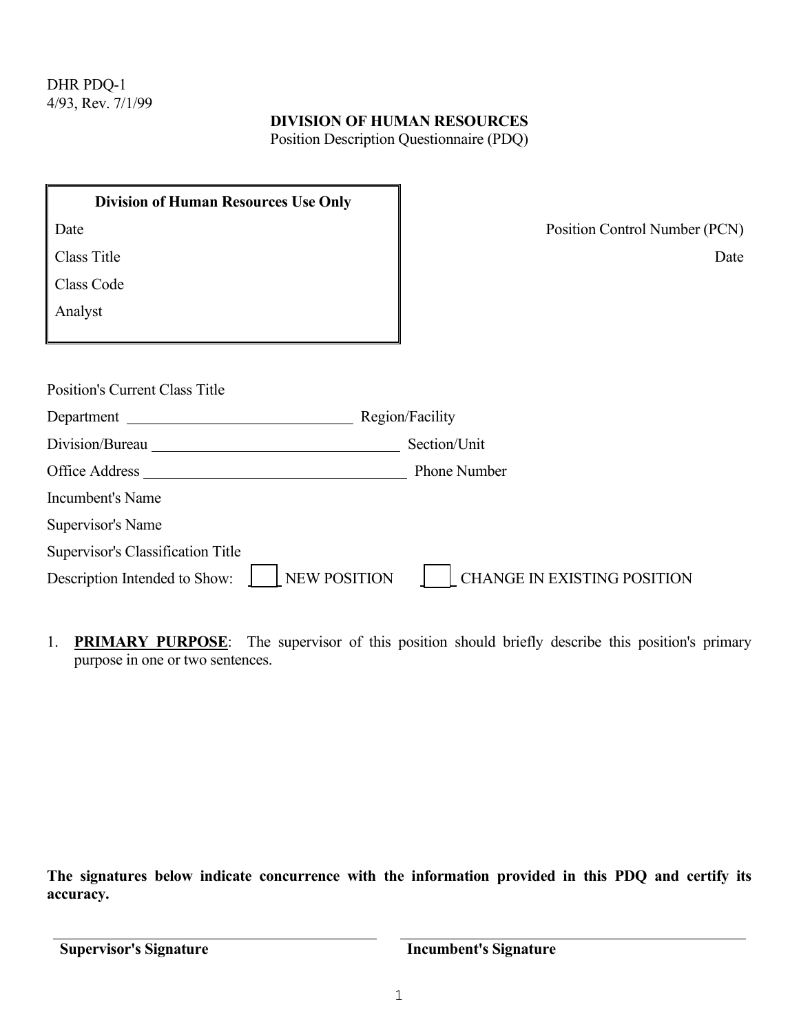DHR PDQ-1
4/93, Rev. 7/1/99

**DIVISION OF HUMAN RESOURCES**
Position Description Questionnaire (PDQ)

| **Division of Human Resources Use Only** |
|---|
| Date |
| Class Title |
| Class Code |
| Analyst |

Position Control Number (PCN)
Date

Position's Current Class Title

Department ______________________________ Region/Facility

Division/Bureau ______________________________ Section/Unit

Office Address ______________________________ Phone Number

Incumbent's Name

Supervisor's Name

Supervisor's Classification Title

Description Intended to Show: ☐ NEW POSITION ☐ CHANGE IN EXISTING POSITION

1. **PRIMARY PURPOSE**: The supervisor of this position should briefly describe this position's primary purpose in one or two sentences.

**The signatures below indicate concurrence with the information provided in this PDQ and certify its accuracy.**

______________________________ ______________________________
**Supervisor's Signature** **Incumbent's Signature**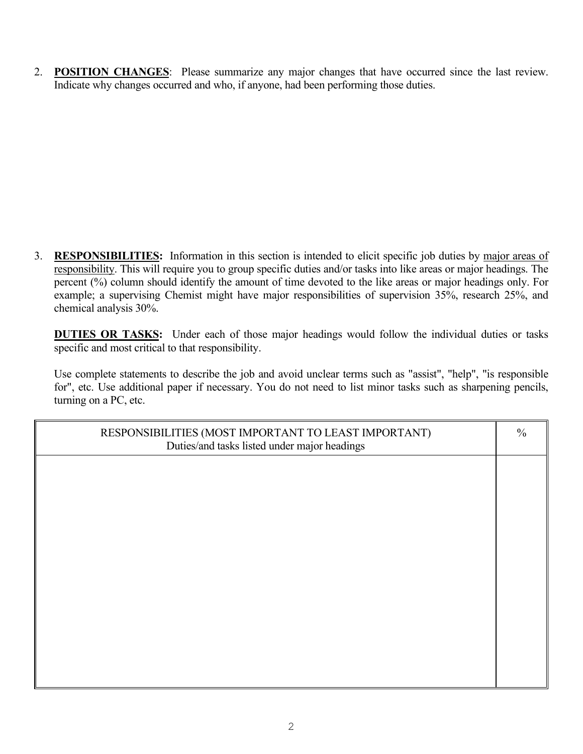2. **POSITION CHANGES**: Please summarize any major changes that have occurred since the last review. Indicate why changes occurred and who, if anyone, had been performing those duties.

3. **RESPONSIBILITIES:** Information in this section is intended to elicit specific job duties by major areas of responsibility. This will require you to group specific duties and/or tasks into like areas or major headings. The percent (%) column should identify the amount of time devoted to the like areas or major headings only. For example; a supervising Chemist might have major responsibilities of supervision 35%, research 25%, and chemical analysis 30%.

   **DUTIES OR TASKS:** Under each of those major headings would follow the individual duties or tasks specific and most critical to that responsibility.

   Use complete statements to describe the job and avoid unclear terms such as "assist", "help", "is responsible for", etc. Use additional paper if necessary. You do not need to list minor tasks such as sharpening pencils, turning on a PC, etc.

| RESPONSIBILITIES (MOST IMPORTANT TO LEAST IMPORTANT)<br>Duties/and tasks listed under major headings | % |
|---|---|
| | |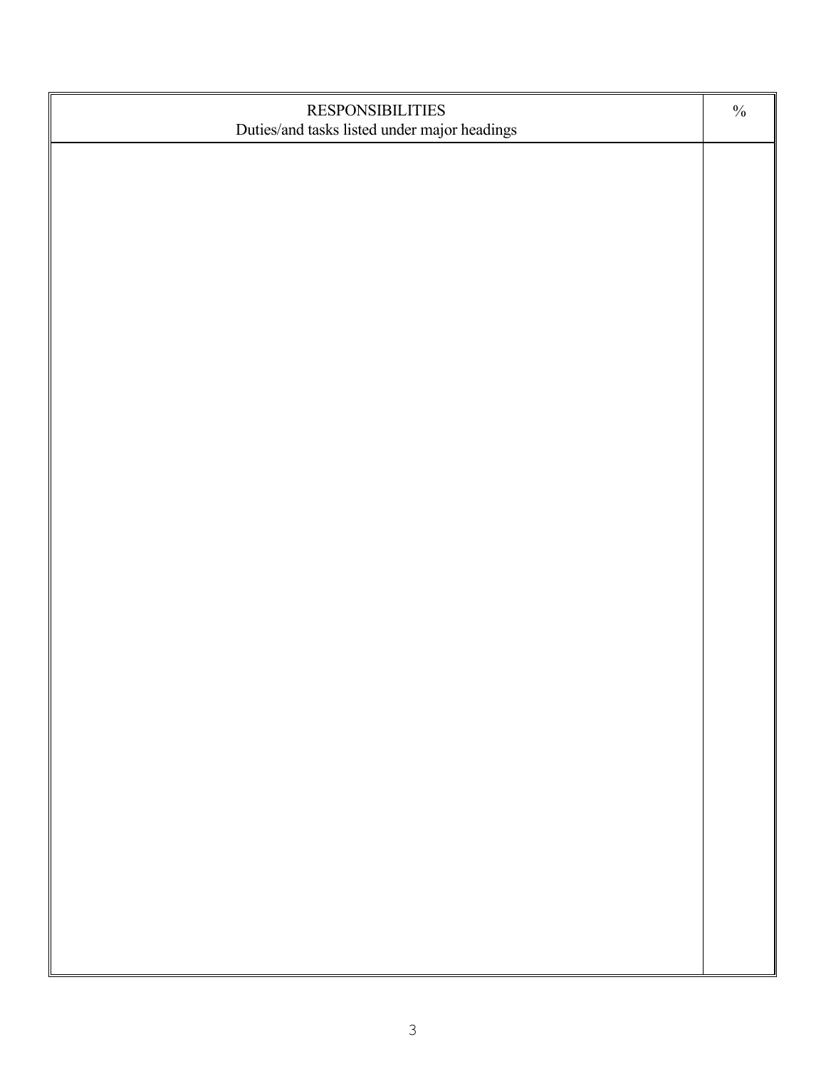| RESPONSIBILITIES<br>Duties/and tasks listed under major headings | % |
| --- | --- |
| | |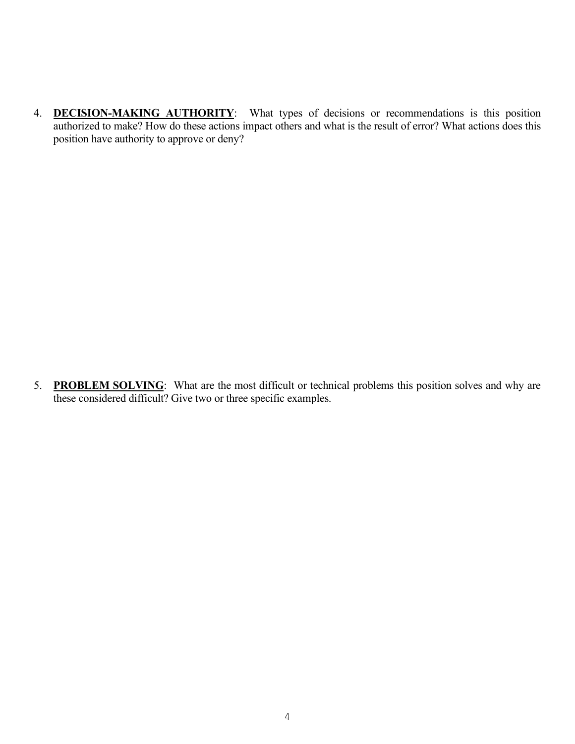4. **DECISION-MAKING AUTHORITY**: What types of decisions or recommendations is this position authorized to make? How do these actions impact others and what is the result of error? What actions does this position have authority to approve or deny?

5. **PROBLEM SOLVING**: What are the most difficult or technical problems this position solves and why are these considered difficult? Give two or three specific examples.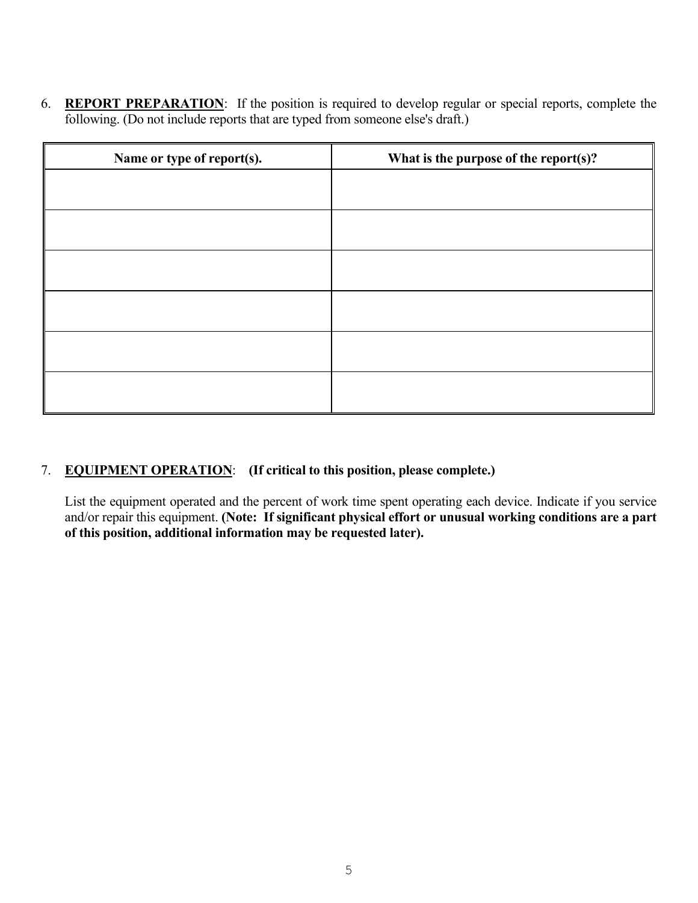6. **REPORT PREPARATION**: If the position is required to develop regular or special reports, complete the following. (Do not include reports that are typed from someone else's draft.)

| Name or type of report(s). | What is the purpose of the report(s)? |
| --- | --- |
| | |
| | |
| | |
| | |
| | |
| | |

7. **EQUIPMENT OPERATION**: **(If critical to this position, please complete.)**

   List the equipment operated and the percent of work time spent operating each device. Indicate if you service and/or repair this equipment. **(Note: If significant physical effort or unusual working conditions are a part of this position, additional information may be requested later).**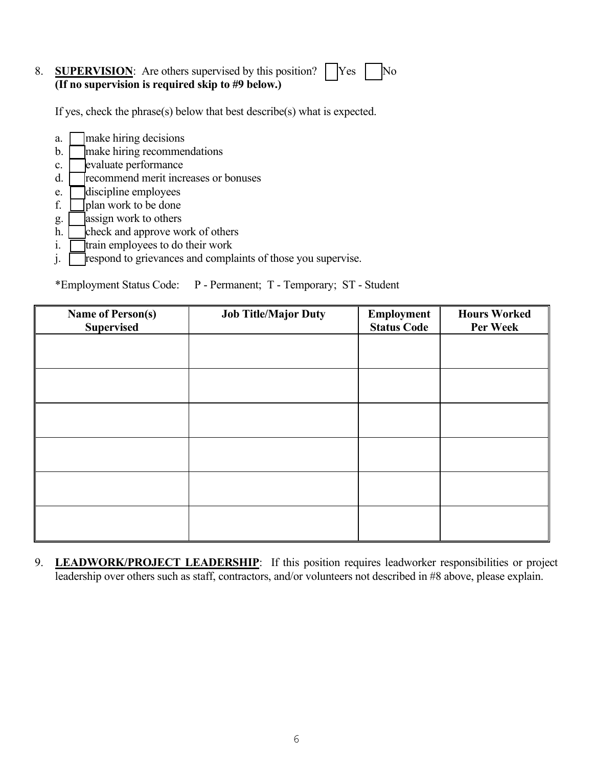8. **SUPERVISION**: Are others supervised by this position? ☐ Yes ☐ No
   **(If no supervision is required skip to #9 below.)**

   If yes, check the phrase(s) below that best describe(s) what is expected.

   a. ☐ make hiring decisions
   b. ☐ make hiring recommendations
   c. ☐ evaluate performance
   d. ☐ recommend merit increases or bonuses
   e. ☐ discipline employees
   f. ☐ plan work to be done
   g. ☐ assign work to others
   h. ☐ check and approve work of others
   i. ☐ train employees to do their work
   j. ☐ respond to grievances and complaints of those you supervise.

   *Employment Status Code: P - Permanent; T - Temporary; ST - Student

| Name of Person(s) Supervised | Job Title/Major Duty | Employment Status Code | Hours Worked Per Week |
|---|---|---|---|
| | | | |
| | | | |
| | | | |
| | | | |
| | | | |
| | | | |

9. **LEADWORK/PROJECT LEADERSHIP**: If this position requires leadworker responsibilities or project leadership over others such as staff, contractors, and/or volunteers not described in #8 above, please explain.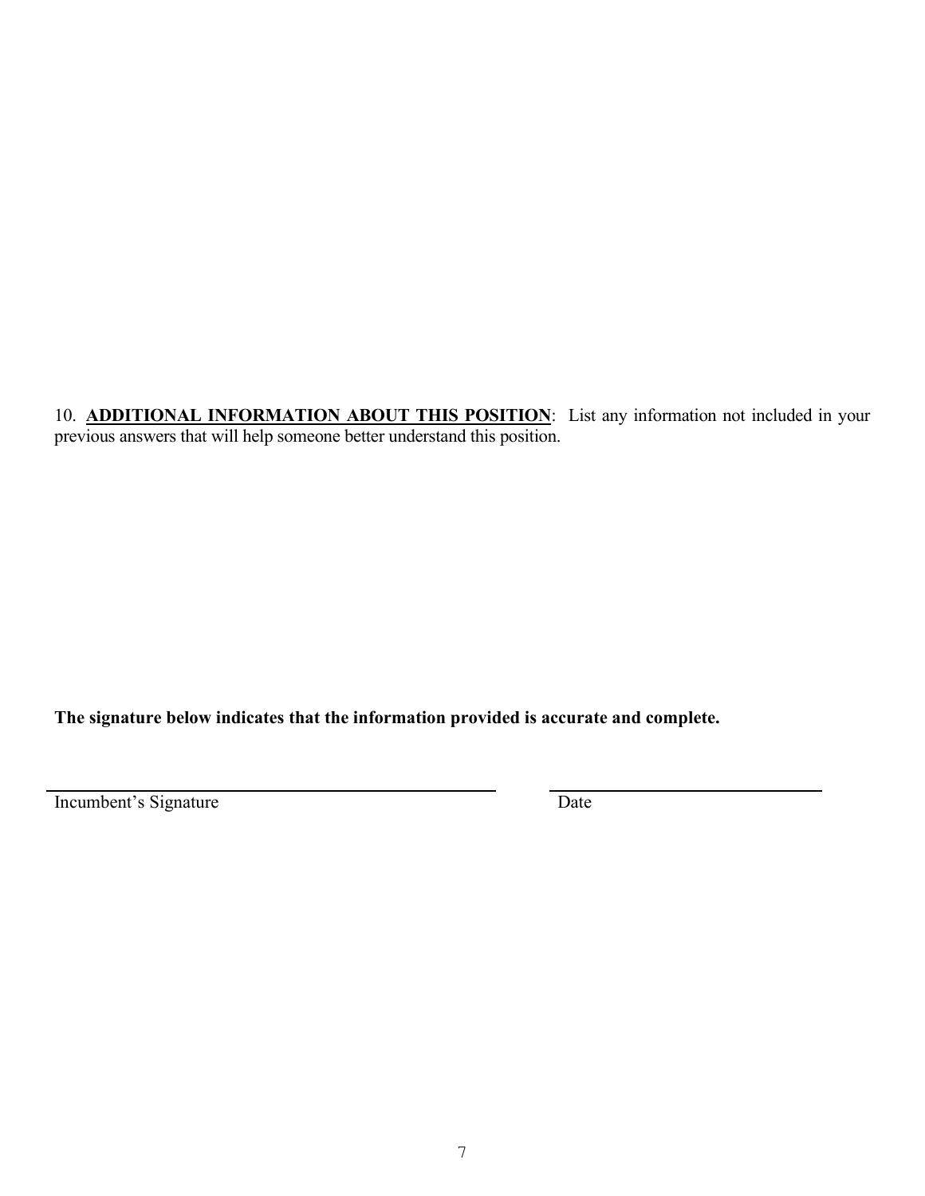10. **ADDITIONAL INFORMATION ABOUT THIS POSITION**: List any information not included in your previous answers that will help someone better understand this position.

**The signature below indicates that the information provided is accurate and complete.**

\_\_\_\_\_\_\_\_\_\_\_\_\_\_\_\_\_\_\_\_\_\_\_\_\_\_\_\_\_\_\_\_\_\_\_\_\_\_\_\_ \_\_\_\_\_\_\_\_\_\_\_\_\_\_\_\_\_\_\_\_\_\_\_\_

Incumbent’s Signature Date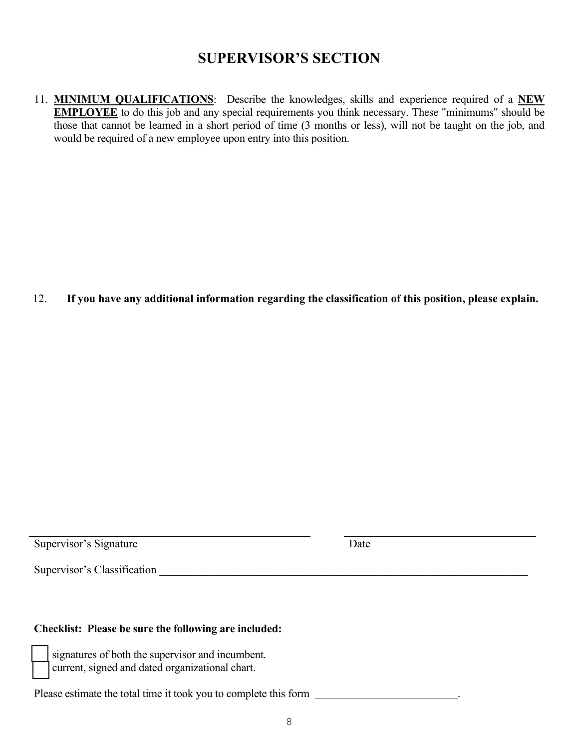# SUPERVISOR'S SECTION

11. **MINIMUM QUALIFICATIONS**: Describe the knowledges, skills and experience required of a **NEW EMPLOYEE** to do this job and any special requirements you think necessary. These "minimums" should be those that cannot be learned in a short period of time (3 months or less), will not be taught on the job, and would be required of a new employee upon entry into this position.

12. **If you have any additional information regarding the classification of this position, please explain.**

______________________________________________ ______________________________

Supervisor's Signature Date

Supervisor's Classification ______________________________________________________________

**Checklist: Please be sure the following are included:**

☐ signatures of both the supervisor and incumbent.
☐ current, signed and dated organizational chart.

Please estimate the total time it took you to complete this form ________________________.